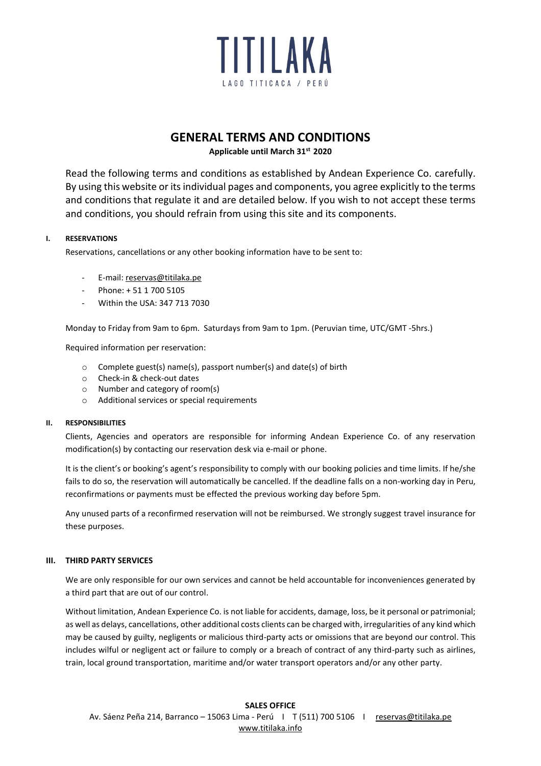# TITILAKA

LAGO TITICACA / PERÚ

## GENERAL TERMS AND CONDITIONS

**Applicable until March 31st 2020**

Read the following terms and conditions as established by Andean Experience Co. carefully. By using this website or its individual pages and components, you agree explicitly to the terms and conditions that regulate it and are detailed below. If you wish to not accept these terms and conditions, you should refrain from using this site and its components.

### I. RESERVATIONS

Reservations, cancellations or any other booking information have to be sent to:

- E-mail: reservas@titilaka.pe
- Phone: + 51 1 700 5105
- Within the USA: 347 713 7030

Monday to Friday from 9am to 6pm. Saturdays from 9am to 1pm. (Peruvian time, UTC/GMT -5hrs.)

Required information per reservation:

- Complete guest(s) name(s), passport number(s) and date(s) of birth
- Check-in & check-out dates
- Number and category of room(s)
- Additional services or special requirements

### II. RESPONSIBILITIES

Clients, Agencies and operators are responsible for informing Andean Experience Co. of any reservation modification(s) by contacting our reservation desk via e-mail or phone.

It is the client's or booking's agent's responsibility to comply with our booking policies and time limits. If he/she fails to do so, the reservation will automatically be cancelled. If the deadline falls on a non-working day in Peru, reconfirmations or payments must be effected the previous working day before 5pm.

Any unused parts of a reconfirmed reservation will not be reimbursed. We strongly suggest travel insurance for these purposes.

### III. THIRD PARTY SERVICES

We are only responsible for our own services and cannot be held accountable for inconveniences generated by a third part that are out of our control.

Without limitation, Andean Experience Co. is not liable for accidents, damage, loss, be it personal or patrimonial; as well as delays, cancellations, other additional costs clients can be charged with, irregularities of any kind which may be caused by guilty, negligents or malicious third-party acts or omissions that are beyond our control. This includes wilful or negligent act or failure to comply or a breach of contract of any third-party such as airlines, train, local ground transportation, maritime and/or water transport operators and/or any other party.

**SALES OFFICE**

Av. Sáenz Peña 214, Barranco – 15063 Lima - Perú I T (511) 700 5106 I reservas@titilaka.pe

www.titilaka.info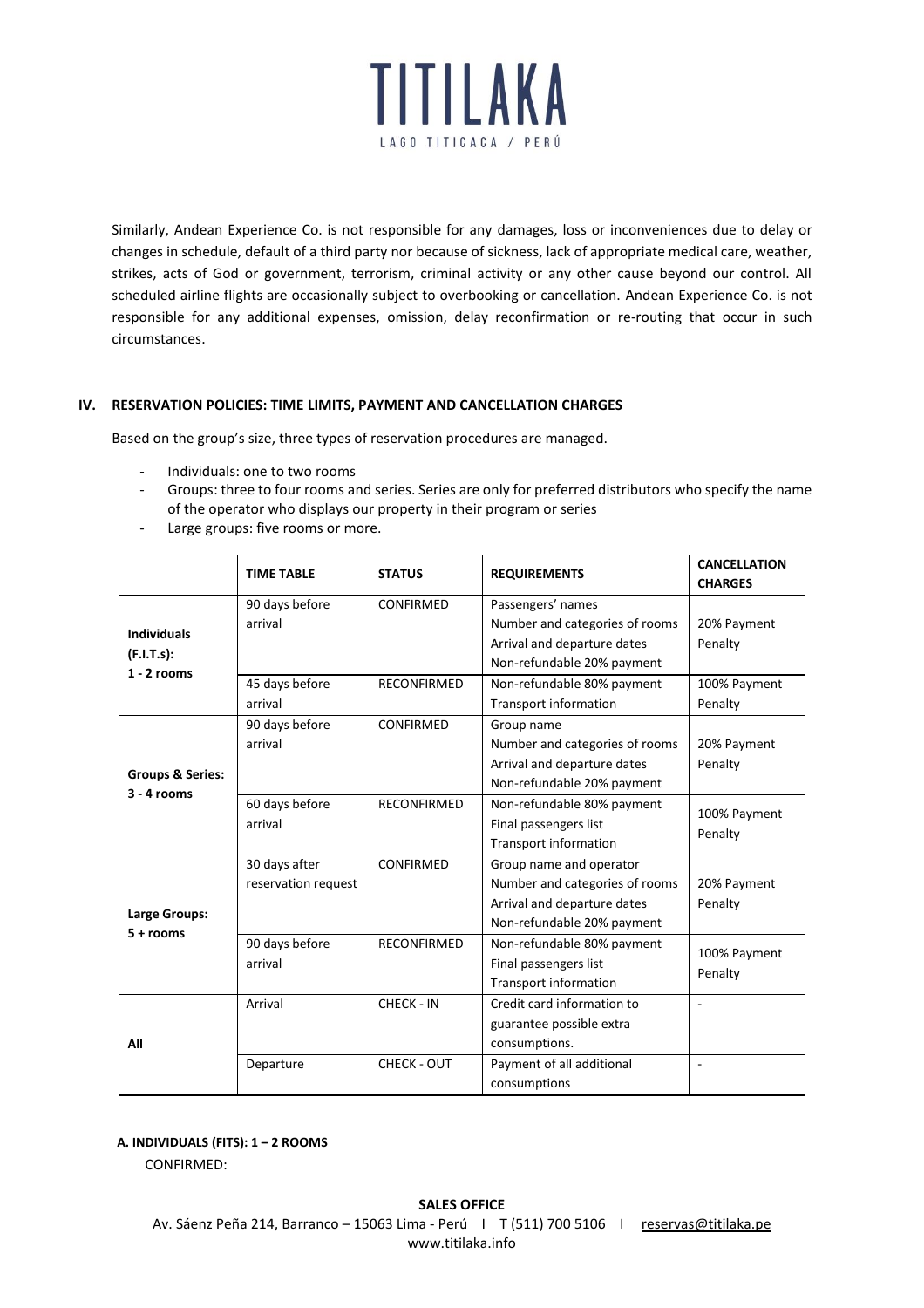Similarly, Andean Experience Co. is not responsible for any damages, loss or inconveniences due to delay or changes in schedule, default of a third party nor because of sickness, lack of appropriate medical care, weather, strikes, acts of God or government, terrorism, criminal activity or any other cause beyond our control. All scheduled airline flights are occasionally subject to overbooking or cancellation. Andean Experience Co. is not responsible for any additional expenses, omission, delay reconfirmation or re-routing that occur in such circumstances.

## IV. RESERVATION POLICIES: TIME LIMITS, PAYMENT AND CANCELLATION CHARGES

Based on the group's size, three types of reservation procedures are managed.

- Individuals: one to two rooms
- Groups: three to four rooms and series. Series are only for preferred distributors who specify the name of the operator who displays our property in their program or series
- Large groups: five rooms or more.

| | TIME TABLE | STATUS | REQUIREMENTS | CANCELLATION CHARGES |
|---|---|---|---|---|
| **Individuals (F.I.T.s): 1 - 2 rooms** | 90 days before arrival | CONFIRMED | Passengers' names<br>Number and categories of rooms<br>Arrival and departure dates<br>Non-refundable 20% payment | 20% Payment Penalty |
| | 45 days before arrival | RECONFIRMED | Non-refundable 80% payment<br>Transport information | 100% Payment Penalty |
| **Groups & Series: 3 - 4 rooms** | 90 days before arrival | CONFIRMED | Group name<br>Number and categories of rooms<br>Arrival and departure dates<br>Non-refundable 20% payment | 20% Payment Penalty |
| | 60 days before arrival | RECONFIRMED | Non-refundable 80% payment<br>Final passengers list<br>Transport information | 100% Payment Penalty |
| **Large Groups: 5 + rooms** | 30 days after reservation request | CONFIRMED | Group name and operator<br>Number and categories of rooms<br>Arrival and departure dates<br>Non-refundable 20% payment | 20% Payment Penalty |
| | 90 days before arrival | RECONFIRMED | Non-refundable 80% payment<br>Final passengers list<br>Transport information | 100% Payment Penalty |
| **All** | Arrival | CHECK - IN | Credit card information to guarantee possible extra consumptions. | - |
| | Departure | CHECK - OUT | Payment of all additional consumptions | - |

**A. INDIVIDUALS (FITS): 1 – 2 ROOMS**

CONFIRMED: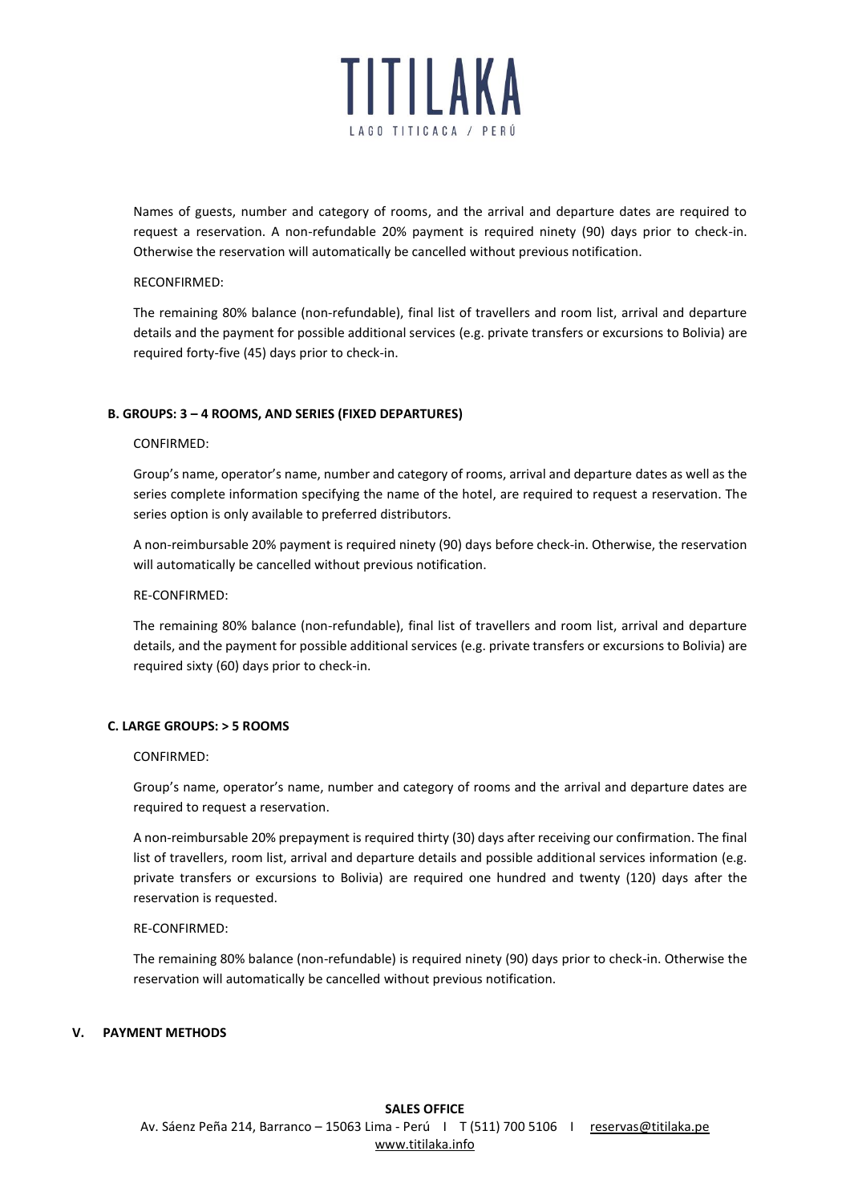Names of guests, number and category of rooms, and the arrival and departure dates are required to request a reservation. A non-refundable 20% payment is required ninety (90) days prior to check-in. Otherwise the reservation will automatically be cancelled without previous notification.

RECONFIRMED:

The remaining 80% balance (non-refundable), final list of travellers and room list, arrival and departure details and the payment for possible additional services (e.g. private transfers or excursions to Bolivia) are required forty-five (45) days prior to check-in.

### B. GROUPS: 3 – 4 ROOMS, AND SERIES (FIXED DEPARTURES)

CONFIRMED:

Group's name, operator's name, number and category of rooms, arrival and departure dates as well as the series complete information specifying the name of the hotel, are required to request a reservation. The series option is only available to preferred distributors.

A non-reimbursable 20% payment is required ninety (90) days before check-in. Otherwise, the reservation will automatically be cancelled without previous notification.

RE-CONFIRMED:

The remaining 80% balance (non-refundable), final list of travellers and room list, arrival and departure details, and the payment for possible additional services (e.g. private transfers or excursions to Bolivia) are required sixty (60) days prior to check-in.

### C. LARGE GROUPS: > 5 ROOMS

CONFIRMED:

Group's name, operator's name, number and category of rooms and the arrival and departure dates are required to request a reservation.

A non-reimbursable 20% prepayment is required thirty (30) days after receiving our confirmation. The final list of travellers, room list, arrival and departure details and possible additional services information (e.g. private transfers or excursions to Bolivia) are required one hundred and twenty (120) days after the reservation is requested.

RE-CONFIRMED:

The remaining 80% balance (non-refundable) is required ninety (90) days prior to check-in. Otherwise the reservation will automatically be cancelled without previous notification.

## V. PAYMENT METHODS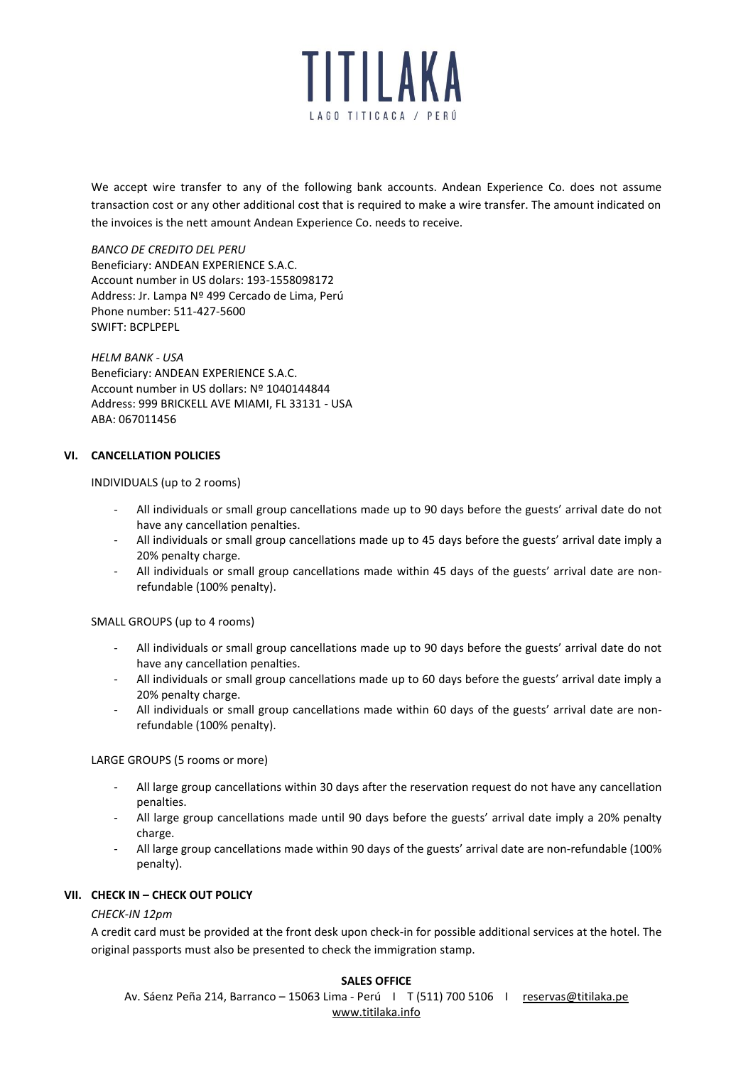We accept wire transfer to any of the following bank accounts. Andean Experience Co. does not assume transaction cost or any other additional cost that is required to make a wire transfer. The amount indicated on the invoices is the nett amount Andean Experience Co. needs to receive.

*BANCO DE CREDITO DEL PERU*
Beneficiary: ANDEAN EXPERIENCE S.A.C.
Account number in US dolars: 193-1558098172
Address: Jr. Lampa Nº 499 Cercado de Lima, Perú
Phone number: 511-427-5600
SWIFT: BCPLPEPL

*HELM BANK - USA*
Beneficiary: ANDEAN EXPERIENCE S.A.C.
Account number in US dollars: Nº 1040144844
Address: 999 BRICKELL AVE MIAMI, FL 33131 - USA
ABA: 067011456

## VI. CANCELLATION POLICIES

INDIVIDUALS (up to 2 rooms)

- All individuals or small group cancellations made up to 90 days before the guests' arrival date do not have any cancellation penalties.
- All individuals or small group cancellations made up to 45 days before the guests' arrival date imply a 20% penalty charge.
- All individuals or small group cancellations made within 45 days of the guests' arrival date are non-refundable (100% penalty).

SMALL GROUPS (up to 4 rooms)

- All individuals or small group cancellations made up to 90 days before the guests' arrival date do not have any cancellation penalties.
- All individuals or small group cancellations made up to 60 days before the guests' arrival date imply a 20% penalty charge.
- All individuals or small group cancellations made within 60 days of the guests' arrival date are non-refundable (100% penalty).

LARGE GROUPS (5 rooms or more)

- All large group cancellations within 30 days after the reservation request do not have any cancellation penalties.
- All large group cancellations made until 90 days before the guests' arrival date imply a 20% penalty charge.
- All large group cancellations made within 90 days of the guests' arrival date are non-refundable (100% penalty).

## VII. CHECK IN – CHECK OUT POLICY

*CHECK-IN 12pm*

A credit card must be provided at the front desk upon check-in for possible additional services at the hotel. The original passports must also be presented to check the immigration stamp.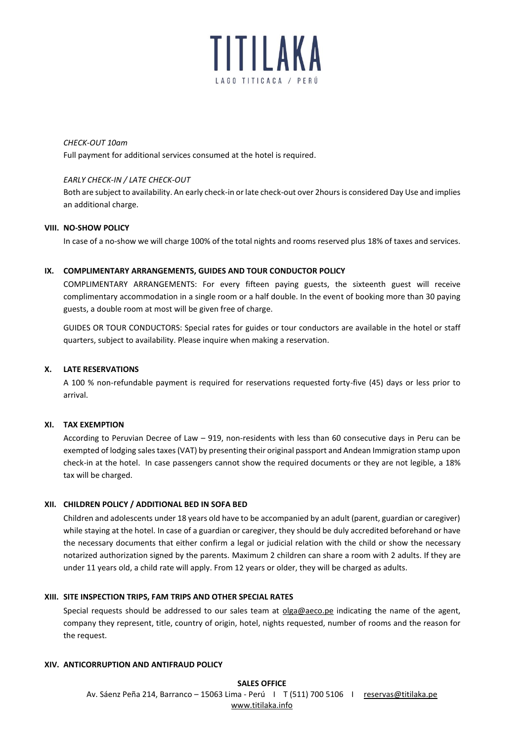*CHECK-OUT 10am*

Full payment for additional services consumed at the hotel is required.

*EARLY CHECK-IN / LATE CHECK-OUT*

Both are subject to availability. An early check-in or late check-out over 2hours is considered Day Use and implies an additional charge.

## VIII. NO-SHOW POLICY

In case of a no-show we will charge 100% of the total nights and rooms reserved plus 18% of taxes and services.

## IX. COMPLIMENTARY ARRANGEMENTS, GUIDES AND TOUR CONDUCTOR POLICY

COMPLIMENTARY ARRANGEMENTS: For every fifteen paying guests, the sixteenth guest will receive complimentary accommodation in a single room or a half double. In the event of booking more than 30 paying guests, a double room at most will be given free of charge.

GUIDES OR TOUR CONDUCTORS: Special rates for guides or tour conductors are available in the hotel or staff quarters, subject to availability. Please inquire when making a reservation.

## X. LATE RESERVATIONS

A 100 % non-refundable payment is required for reservations requested forty-five (45) days or less prior to arrival.

## XI. TAX EXEMPTION

According to Peruvian Decree of Law – 919, non-residents with less than 60 consecutive days in Peru can be exempted of lodging sales taxes (VAT) by presenting their original passport and Andean Immigration stamp upon check-in at the hotel. In case passengers cannot show the required documents or they are not legible, a 18% tax will be charged.

## XII. CHILDREN POLICY / ADDITIONAL BED IN SOFA BED

Children and adolescents under 18 years old have to be accompanied by an adult (parent, guardian or caregiver) while staying at the hotel. In case of a guardian or caregiver, they should be duly accredited beforehand or have the necessary documents that either confirm a legal or judicial relation with the child or show the necessary notarized authorization signed by the parents. Maximum 2 children can share a room with 2 adults. If they are under 11 years old, a child rate will apply. From 12 years or older, they will be charged as adults.

## XIII. SITE INSPECTION TRIPS, FAM TRIPS AND OTHER SPECIAL RATES

Special requests should be addressed to our sales team at olga@aeco.pe indicating the name of the agent, company they represent, title, country of origin, hotel, nights requested, number of rooms and the reason for the request.

## XIV. ANTICORRUPTION AND ANTIFRAUD POLICY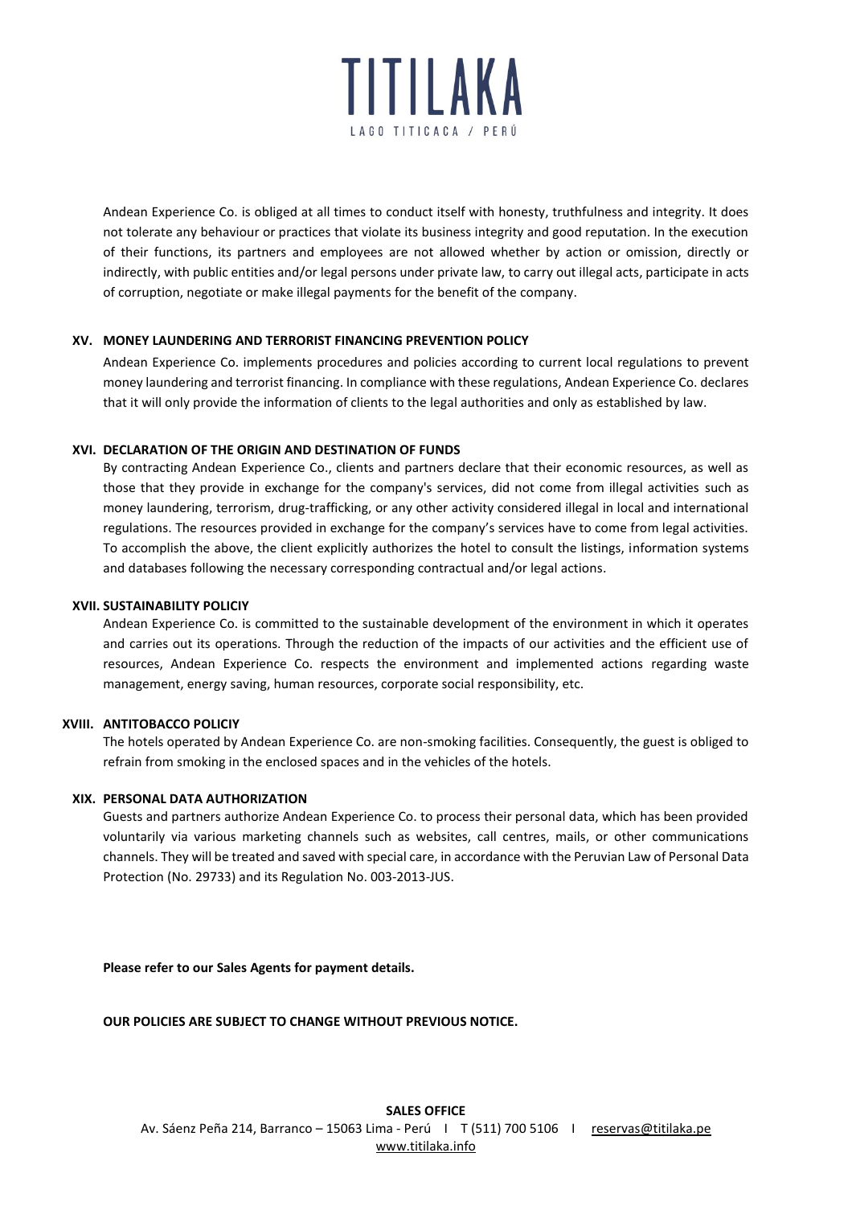Andean Experience Co. is obliged at all times to conduct itself with honesty, truthfulness and integrity. It does not tolerate any behaviour or practices that violate its business integrity and good reputation. In the execution of their functions, its partners and employees are not allowed whether by action or omission, directly or indirectly, with public entities and/or legal persons under private law, to carry out illegal acts, participate in acts of corruption, negotiate or make illegal payments for the benefit of the company.

### XV. MONEY LAUNDERING AND TERRORIST FINANCING PREVENTION POLICY

Andean Experience Co. implements procedures and policies according to current local regulations to prevent money laundering and terrorist financing. In compliance with these regulations, Andean Experience Co. declares that it will only provide the information of clients to the legal authorities and only as established by law.

### XVI. DECLARATION OF THE ORIGIN AND DESTINATION OF FUNDS

By contracting Andean Experience Co., clients and partners declare that their economic resources, as well as those that they provide in exchange for the company's services, did not come from illegal activities such as money laundering, terrorism, drug-trafficking, or any other activity considered illegal in local and international regulations. The resources provided in exchange for the company's services have to come from legal activities. To accomplish the above, the client explicitly authorizes the hotel to consult the listings, information systems and databases following the necessary corresponding contractual and/or legal actions.

### XVII. SUSTAINABILITY POLICIY

Andean Experience Co. is committed to the sustainable development of the environment in which it operates and carries out its operations. Through the reduction of the impacts of our activities and the efficient use of resources, Andean Experience Co. respects the environment and implemented actions regarding waste management, energy saving, human resources, corporate social responsibility, etc.

### XVIII. ANTITOBACCO POLICIY

The hotels operated by Andean Experience Co. are non-smoking facilities. Consequently, the guest is obliged to refrain from smoking in the enclosed spaces and in the vehicles of the hotels.

### XIX. PERSONAL DATA AUTHORIZATION

Guests and partners authorize Andean Experience Co. to process their personal data, which has been provided voluntarily via various marketing channels such as websites, call centres, mails, or other communications channels. They will be treated and saved with special care, in accordance with the Peruvian Law of Personal Data Protection (No. 29733) and its Regulation No. 003-2013-JUS.

**Please refer to our Sales Agents for payment details.**

**OUR POLICIES ARE SUBJECT TO CHANGE WITHOUT PREVIOUS NOTICE.**